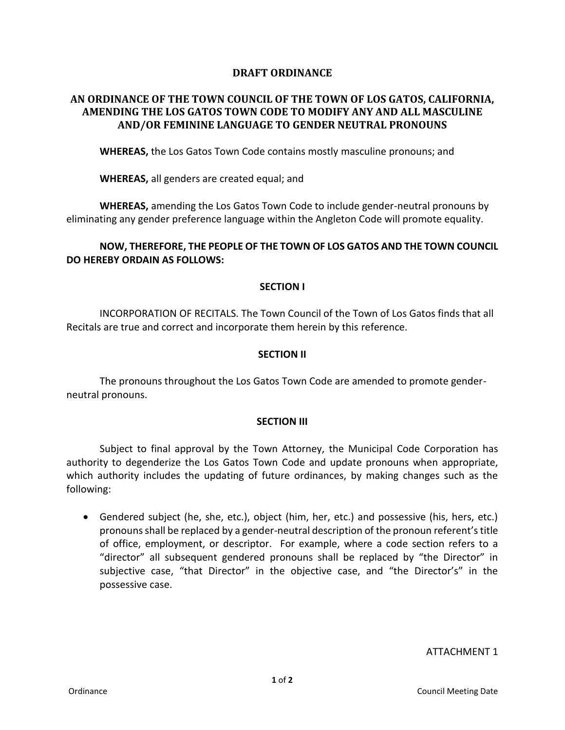**DRAFT ORDINANCE**

**AN ORDINANCE OF THE TOWN COUNCIL OF THE TOWN OF LOS GATOS, CALIFORNIA, AMENDING THE LOS GATOS TOWN CODE TO MODIFY ANY AND ALL MASCULINE AND/OR FEMININE LANGUAGE TO GENDER NEUTRAL PRONOUNS**

**WHEREAS,** the Los Gatos Town Code contains mostly masculine pronouns; and

**WHEREAS,** all genders are created equal; and

**WHEREAS,** amending the Los Gatos Town Code to include gender-neutral pronouns by eliminating any gender preference language within the Angleton Code will promote equality.

**NOW, THEREFORE, THE PEOPLE OF THE TOWN OF LOS GATOS AND THE TOWN COUNCIL DO HEREBY ORDAIN AS FOLLOWS:**

**SECTION I**

INCORPORATION OF RECITALS. The Town Council of the Town of Los Gatos finds that all Recitals are true and correct and incorporate them herein by this reference.

**SECTION II**

The pronouns throughout the Los Gatos Town Code are amended to promote gender-neutral pronouns.

**SECTION III**

Subject to final approval by the Town Attorney, the Municipal Code Corporation has authority to degenderize the Los Gatos Town Code and update pronouns when appropriate, which authority includes the updating of future ordinances, by making changes such as the following:

- Gendered subject (he, she, etc.), object (him, her, etc.) and possessive (his, hers, etc.) pronouns shall be replaced by a gender-neutral description of the pronoun referent's title of office, employment, or descriptor. For example, where a code section refers to a "director" all subsequent gendered pronouns shall be replaced by "the Director" in subjective case, "that Director" in the objective case, and "the Director's" in the possessive case.

ATTACHMENT 1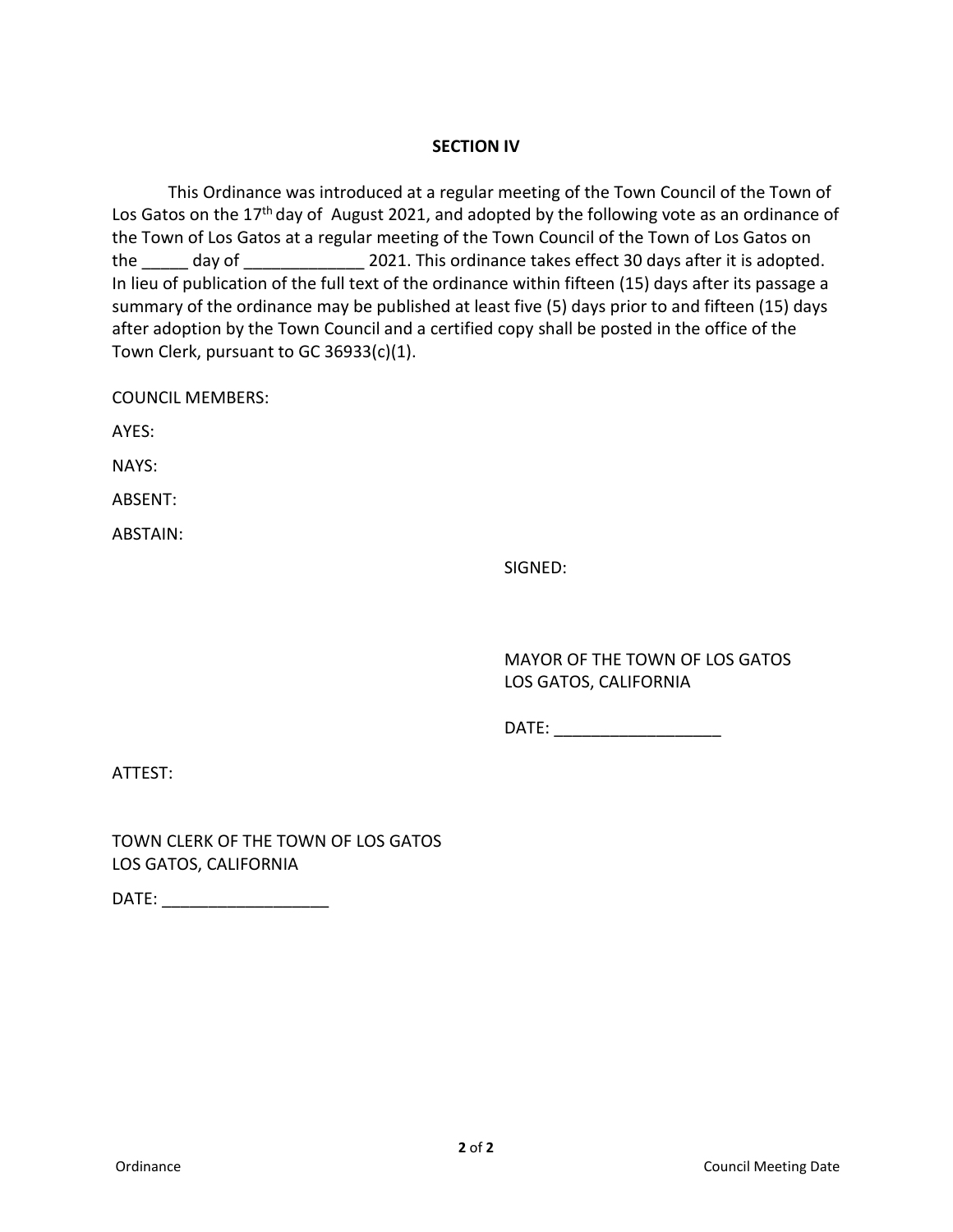**SECTION IV**

This Ordinance was introduced at a regular meeting of the Town Council of the Town of Los Gatos on the 17th day of August 2021, and adopted by the following vote as an ordinance of the Town of Los Gatos at a regular meeting of the Town Council of the Town of Los Gatos on the _____ day of _____________ 2021. This ordinance takes effect 30 days after it is adopted. In lieu of publication of the full text of the ordinance within fifteen (15) days after its passage a summary of the ordinance may be published at least five (5) days prior to and fifteen (15) days after adoption by the Town Council and a certified copy shall be posted in the office of the Town Clerk, pursuant to GC 36933(c)(1).

COUNCIL MEMBERS:

AYES:

NAYS:

ABSENT:

ABSTAIN:

SIGNED:

MAYOR OF THE TOWN OF LOS GATOS
LOS GATOS, CALIFORNIA

DATE: __________________

ATTEST:

TOWN CLERK OF THE TOWN OF LOS GATOS
LOS GATOS, CALIFORNIA

DATE: __________________